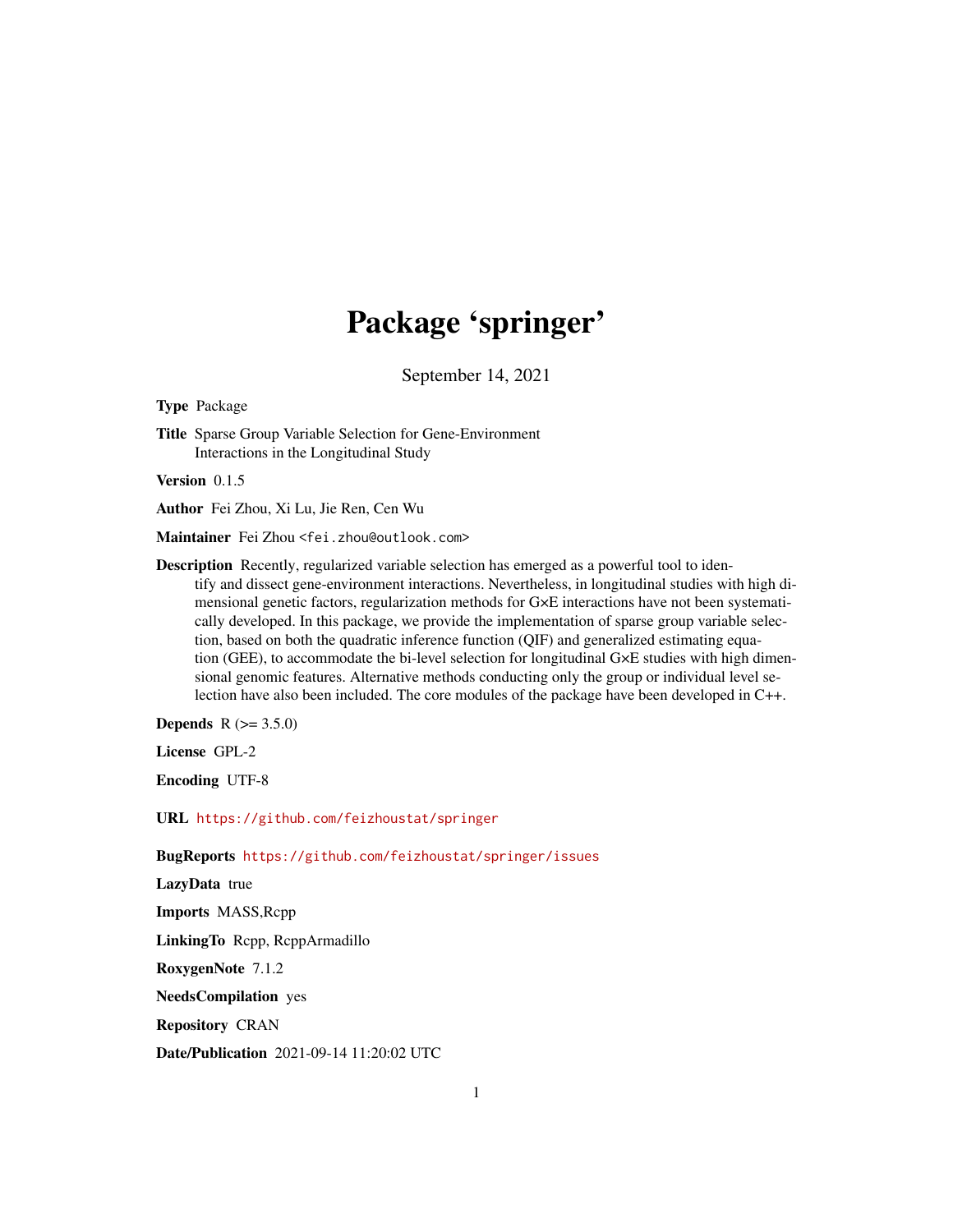# Package 'springer'

September 14, 2021

**Type** Package

**Title** Sparse Group Variable Selection for Gene-Environment Interactions in the Longitudinal Study

**Version** 0.1.5

**Author** Fei Zhou, Xi Lu, Jie Ren, Cen Wu

**Maintainer** Fei Zhou <fei.zhou@outlook.com>

**Description** Recently, regularized variable selection has emerged as a powerful tool to identify and dissect gene-environment interactions. Nevertheless, in longitudinal studies with high dimensional genetic factors, regularization methods for G×E interactions have not been systematically developed. In this package, we provide the implementation of sparse group variable selection, based on both the quadratic inference function (QIF) and generalized estimating equation (GEE), to accommodate the bi-level selection for longitudinal G×E studies with high dimensional genomic features. Alternative methods conducting only the group or individual level selection have also been included. The core modules of the package have been developed in C++.

**Depends** R (>= 3.5.0)

**License** GPL-2

**Encoding** UTF-8

**URL** https://github.com/feizhoustat/springer

**BugReports** https://github.com/feizhoustat/springer/issues

**LazyData** true

**Imports** MASS,Rcpp

**LinkingTo** Rcpp, RcppArmadillo

**RoxygenNote** 7.1.2

**NeedsCompilation** yes

**Repository** CRAN

**Date/Publication** 2021-09-14 11:20:02 UTC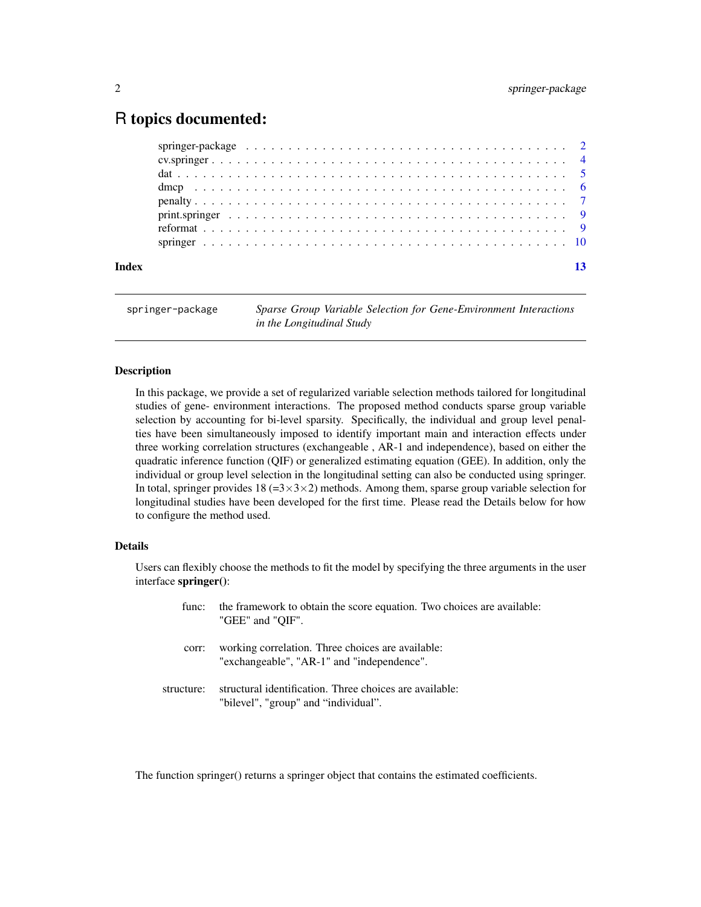# R topics documented:

| | |
|---|---|
| springer-package | 2 |
| cv.springer | 4 |
| dat | 5 |
| dmcp | 6 |
| penalty | 7 |
| print.springer | 9 |
| reformat | 9 |
| springer | 10 |
| **Index** | **13** |

---

`springer-package` *Sparse Group Variable Selection for Gene-Environment Interactions in the Longitudinal Study*

---

### Description

In this package, we provide a set of regularized variable selection methods tailored for longitudinal studies of gene- environment interactions. The proposed method conducts sparse group variable selection by accounting for bi-level sparsity. Specifically, the individual and group level penalties have been simultaneously imposed to identify important main and interaction effects under three working correlation structures (exchangeable , AR-1 and independence), based on either the quadratic inference function (QIF) or generalized estimating equation (GEE). In addition, only the individual or group level selection in the longitudinal setting can also be conducted using springer. In total, springer provides 18 ($=3\times3\times2$) methods. Among them, sparse group variable selection for longitudinal studies have been developed for the first time. Please read the Details below for how to configure the method used.

### Details

Users can flexibly choose the methods to fit the model by specifying the three arguments in the user interface **springer**():

| | |
|---|---|
| func: | the framework to obtain the score equation. Two choices are available: "GEE" and "QIF". |
| corr: | working correlation. Three choices are available: "exchangeable", "AR-1" and "independence". |
| structure: | structural identification. Three choices are available: "bilevel", "group" and "individual". |

The function springer() returns a springer object that contains the estimated coefficients.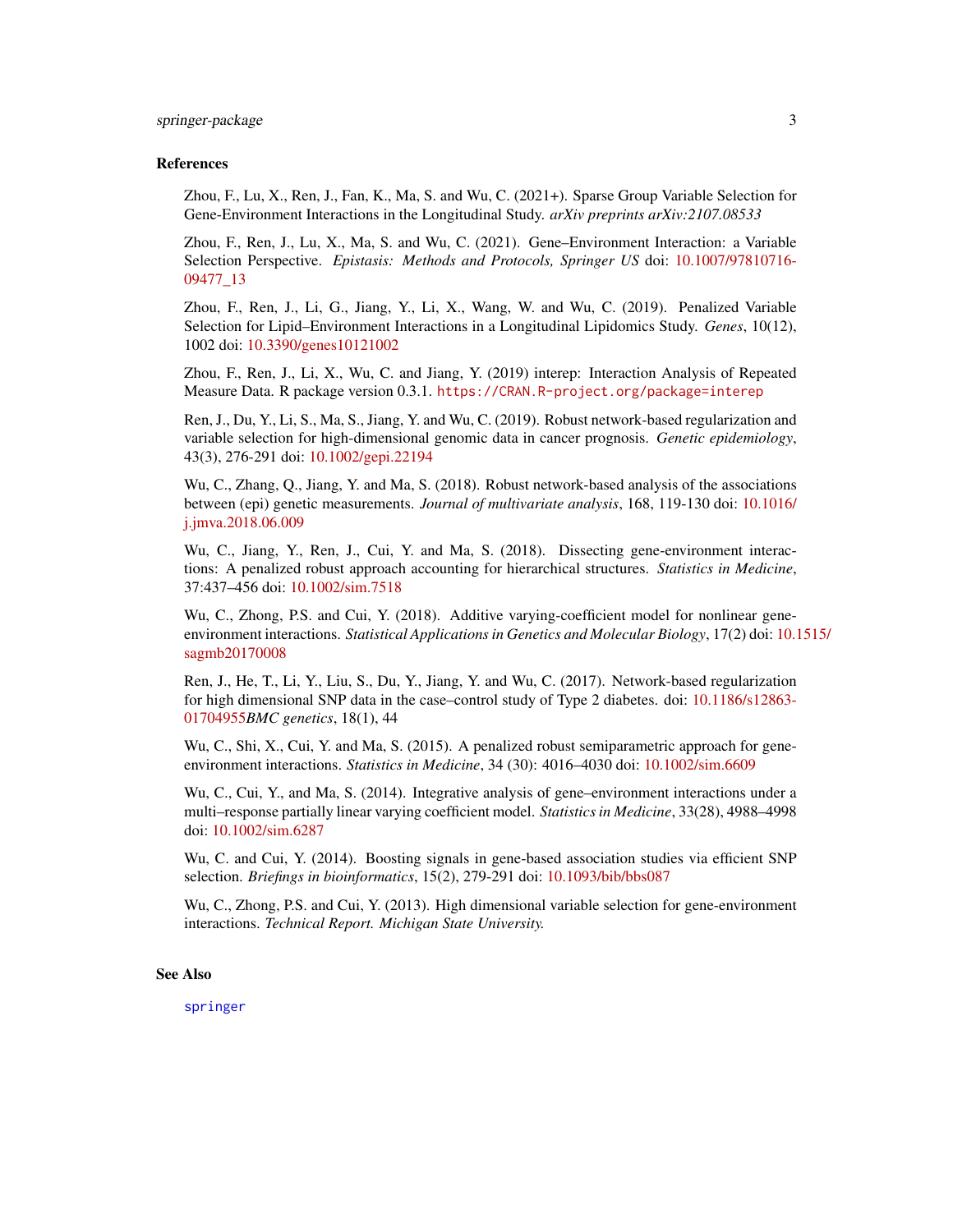## References

Zhou, F., Lu, X., Ren, J., Fan, K., Ma, S. and Wu, C. (2021+). Sparse Group Variable Selection for Gene-Environment Interactions in the Longitudinal Study. *arXiv preprints arXiv:2107.08533*

Zhou, F., Ren, J., Lu, X., Ma, S. and Wu, C. (2021). Gene–Environment Interaction: a Variable Selection Perspective. *Epistasis: Methods and Protocols, Springer US* doi: 10.1007/97810716-09477_13

Zhou, F., Ren, J., Li, G., Jiang, Y., Li, X., Wang, W. and Wu, C. (2019). Penalized Variable Selection for Lipid–Environment Interactions in a Longitudinal Lipidomics Study. *Genes*, 10(12), 1002 doi: 10.3390/genes10121002

Zhou, F., Ren, J., Li, X., Wu, C. and Jiang, Y. (2019) interep: Interaction Analysis of Repeated Measure Data. R package version 0.3.1. `https://CRAN.R-project.org/package=interep`

Ren, J., Du, Y., Li, S., Ma, S., Jiang, Y. and Wu, C. (2019). Robust network-based regularization and variable selection for high-dimensional genomic data in cancer prognosis. *Genetic epidemiology*, 43(3), 276-291 doi: 10.1002/gepi.22194

Wu, C., Zhang, Q., Jiang, Y. and Ma, S. (2018). Robust network-based analysis of the associations between (epi) genetic measurements. *Journal of multivariate analysis*, 168, 119-130 doi: 10.1016/j.jmva.2018.06.009

Wu, C., Jiang, Y., Ren, J., Cui, Y. and Ma, S. (2018). Dissecting gene-environment interactions: A penalized robust approach accounting for hierarchical structures. *Statistics in Medicine*, 37:437–456 doi: 10.1002/sim.7518

Wu, C., Zhong, P.S. and Cui, Y. (2018). Additive varying-coefficient model for nonlinear gene-environment interactions. *Statistical Applications in Genetics and Molecular Biology*, 17(2) doi: 10.1515/sagmb20170008

Ren, J., He, T., Li, Y., Liu, S., Du, Y., Jiang, Y. and Wu, C. (2017). Network-based regularization for high dimensional SNP data in the case–control study of Type 2 diabetes. doi: 10.1186/s12863-01704955*BMC genetics*, 18(1), 44

Wu, C., Shi, X., Cui, Y. and Ma, S. (2015). A penalized robust semiparametric approach for gene-environment interactions. *Statistics in Medicine*, 34 (30): 4016–4030 doi: 10.1002/sim.6609

Wu, C., Cui, Y., and Ma, S. (2014). Integrative analysis of gene–environment interactions under a multi–response partially linear varying coefficient model. *Statistics in Medicine*, 33(28), 4988–4998 doi: 10.1002/sim.6287

Wu, C. and Cui, Y. (2014). Boosting signals in gene-based association studies via efficient SNP selection. *Briefings in bioinformatics*, 15(2), 279-291 doi: 10.1093/bib/bbs087

Wu, C., Zhong, P.S. and Cui, Y. (2013). High dimensional variable selection for gene-environment interactions. *Technical Report. Michigan State University.*

## See Also

`springer`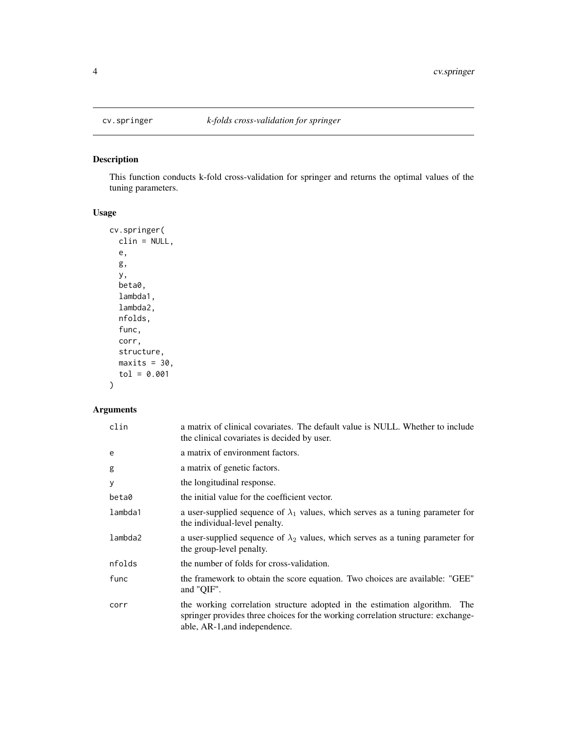cv.springer &nbsp;&nbsp;&nbsp;&nbsp;*k-folds cross-validation for springer*

## Description

This function conducts k-fold cross-validation for springer and returns the optimal values of the tuning parameters.

## Usage

```
cv.springer(
  clin = NULL,
  e,
  g,
  y,
  beta0,
  lambda1,
  lambda2,
  nfolds,
  func,
  corr,
  structure,
  maxits = 30,
  tol = 0.001
)
```

## Arguments

| | |
|---|---|
| clin | a matrix of clinical covariates. The default value is NULL. Whether to include the clinical covariates is decided by user. |
| e | a matrix of environment factors. |
| g | a matrix of genetic factors. |
| y | the longitudinal response. |
| beta0 | the initial value for the coefficient vector. |
| lambda1 | a user-supplied sequence of $\lambda_1$ values, which serves as a tuning parameter for the individual-level penalty. |
| lambda2 | a user-supplied sequence of $\lambda_2$ values, which serves as a tuning parameter for the group-level penalty. |
| nfolds | the number of folds for cross-validation. |
| func | the framework to obtain the score equation. Two choices are available: "GEE" and "QIF". |
| corr | the working correlation structure adopted in the estimation algorithm. The springer provides three choices for the working correlation structure: exchangeable, AR-1,and independence. |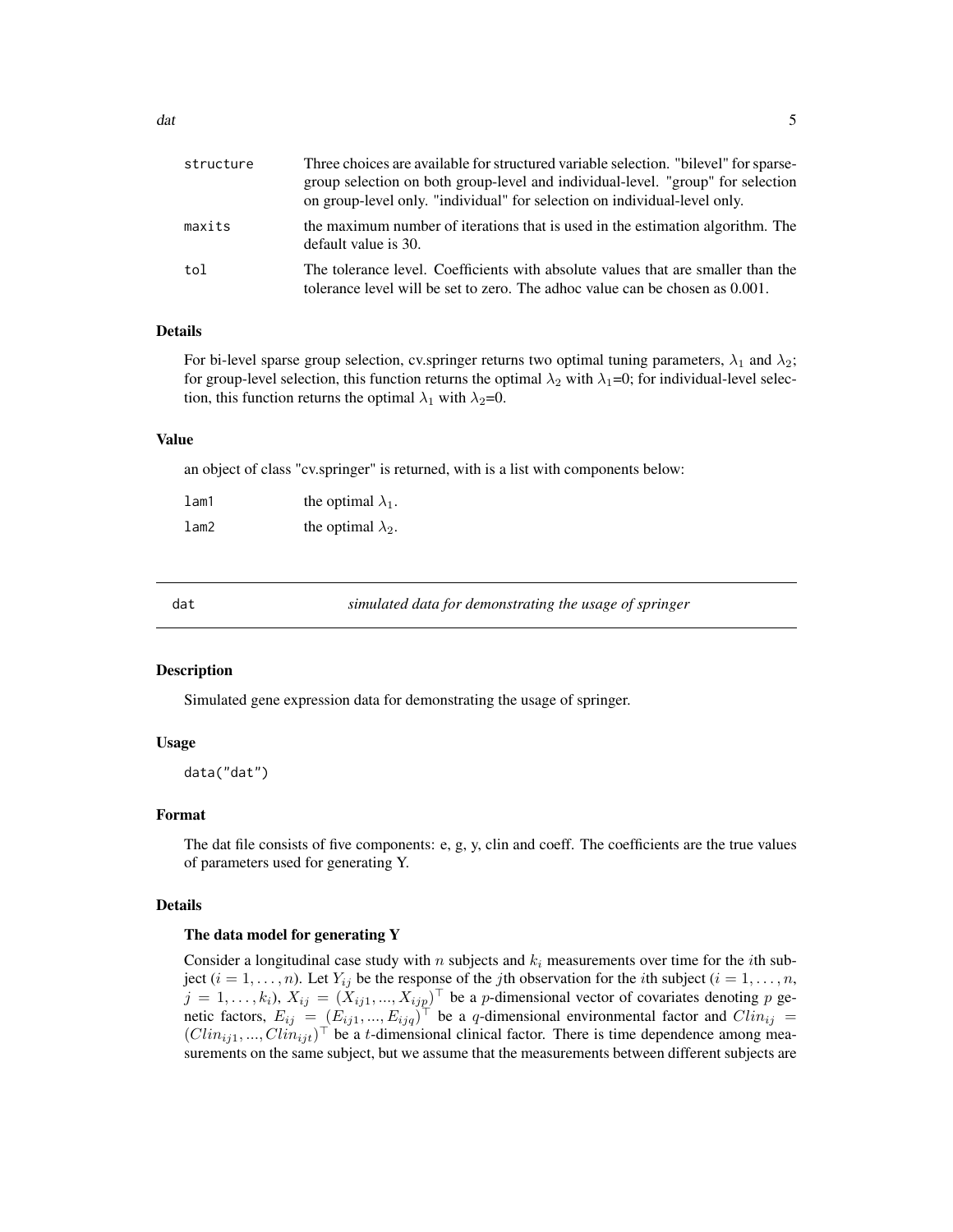| | |
|---|---|
| structure | Three choices are available for structured variable selection. "bilevel" for sparse-group selection on both group-level and individual-level. "group" for selection on group-level only. "individual" for selection on individual-level only. |
| maxits | the maximum number of iterations that is used in the estimation algorithm. The default value is 30. |
| tol | The tolerance level. Coefficients with absolute values that are smaller than the tolerance level will be set to zero. The adhoc value can be chosen as 0.001. |

### Details

For bi-level sparse group selection, cv.springer returns two optimal tuning parameters, $\lambda_1$ and $\lambda_2$; for group-level selection, this function returns the optimal $\lambda_2$ with $\lambda_1$=0; for individual-level selection, this function returns the optimal $\lambda_1$ with $\lambda_2$=0.

### Value

an object of class "cv.springer" is returned, with is a list with components below:

| | |
|---|---|
| lam1 | the optimal $\lambda_1$. |
| lam2 | the optimal $\lambda_2$. |

---

## dat — *simulated data for demonstrating the usage of springer*

---

### Description

Simulated gene expression data for demonstrating the usage of springer.

### Usage

```
data("dat")
```

### Format

The dat file consists of five components: e, g, y, clin and coeff. The coefficients are the true values of parameters used for generating Y.

### Details

**The data model for generating Y**

Consider a longitudinal case study with $n$ subjects and $k_i$ measurements over time for the $i$th subject ($i = 1, \ldots, n$). Let $Y_{ij}$ be the response of the $j$th observation for the $i$th subject ($i = 1, \ldots, n$, $j = 1, \ldots, k_i$), $X_{ij} = (X_{ij1}, ..., X_{ijp})^\top$ be a $p$-dimensional vector of covariates denoting $p$ genetic factors, $E_{ij} = (E_{ij1}, ..., E_{ijq})^\top$ be a $q$-dimensional environmental factor and $Clin_{ij} = (Clin_{ij1}, ..., Clin_{ijt})^\top$ be a $t$-dimensional clinical factor. There is time dependence among measurements on the same subject, but we assume that the measurements between different subjects are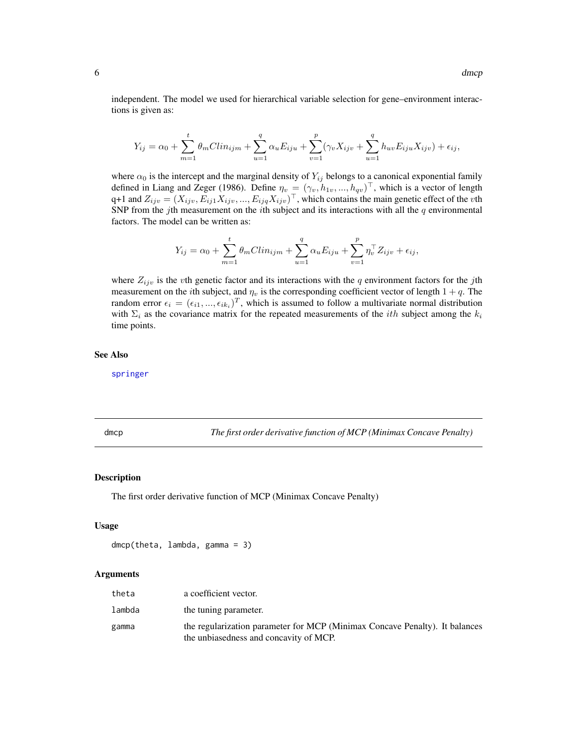independent. The model we used for hierarchical variable selection for gene–environment interactions is given as:

$$Y_{ij} = \alpha_0 + \sum_{m=1}^{t} \theta_m Clin_{ijm} + \sum_{u=1}^{q} \alpha_u E_{iju} + \sum_{v=1}^{p} (\gamma_v X_{ijv} + \sum_{u=1}^{q} h_{uv} E_{iju} X_{ijv}) + \epsilon_{ij},$$

where $\alpha_0$ is the intercept and the marginal density of $Y_{ij}$ belongs to a canonical exponential family defined in Liang and Zeger (1986). Define $\eta_v = (\gamma_v, h_{1v}, ..., h_{qv})^\top$, which is a vector of length q+1 and $Z_{ijv} = (X_{ijv}, E_{ij1}X_{ijv}, ..., E_{ijq}X_{ijv})^\top$, which contains the main genetic effect of the $v$th SNP from the $j$th measurement on the $i$th subject and its interactions with all the $q$ environmental factors. The model can be written as:

$$Y_{ij} = \alpha_0 + \sum_{m=1}^{t} \theta_m Clin_{ijm} + \sum_{u=1}^{q} \alpha_u E_{iju} + \sum_{v=1}^{p} \eta_v^\top Z_{ijv} + \epsilon_{ij},$$

where $Z_{ijv}$ is the $v$th genetic factor and its interactions with the $q$ environment factors for the $j$th measurement on the $i$th subject, and $\eta_v$ is the corresponding coefficient vector of length $1 + q$. The random error $\epsilon_i = (\epsilon_{i1}, ..., \epsilon_{ik_i})^T$, which is assumed to follow a multivariate normal distribution with $\Sigma_i$ as the covariance matrix for the repeated measurements of the $ith$ subject among the $k_i$ time points.

### See Also

springer

---

## dmcp — *The first order derivative function of MCP (Minimax Concave Penalty)*

### Description

The first order derivative function of MCP (Minimax Concave Penalty)

### Usage

```
dmcp(theta, lambda, gamma = 3)
```

### Arguments

| | |
|---|---|
| theta | a coefficient vector. |
| lambda | the tuning parameter. |
| gamma | the regularization parameter for MCP (Minimax Concave Penalty). It balances the unbiasedness and concavity of MCP. |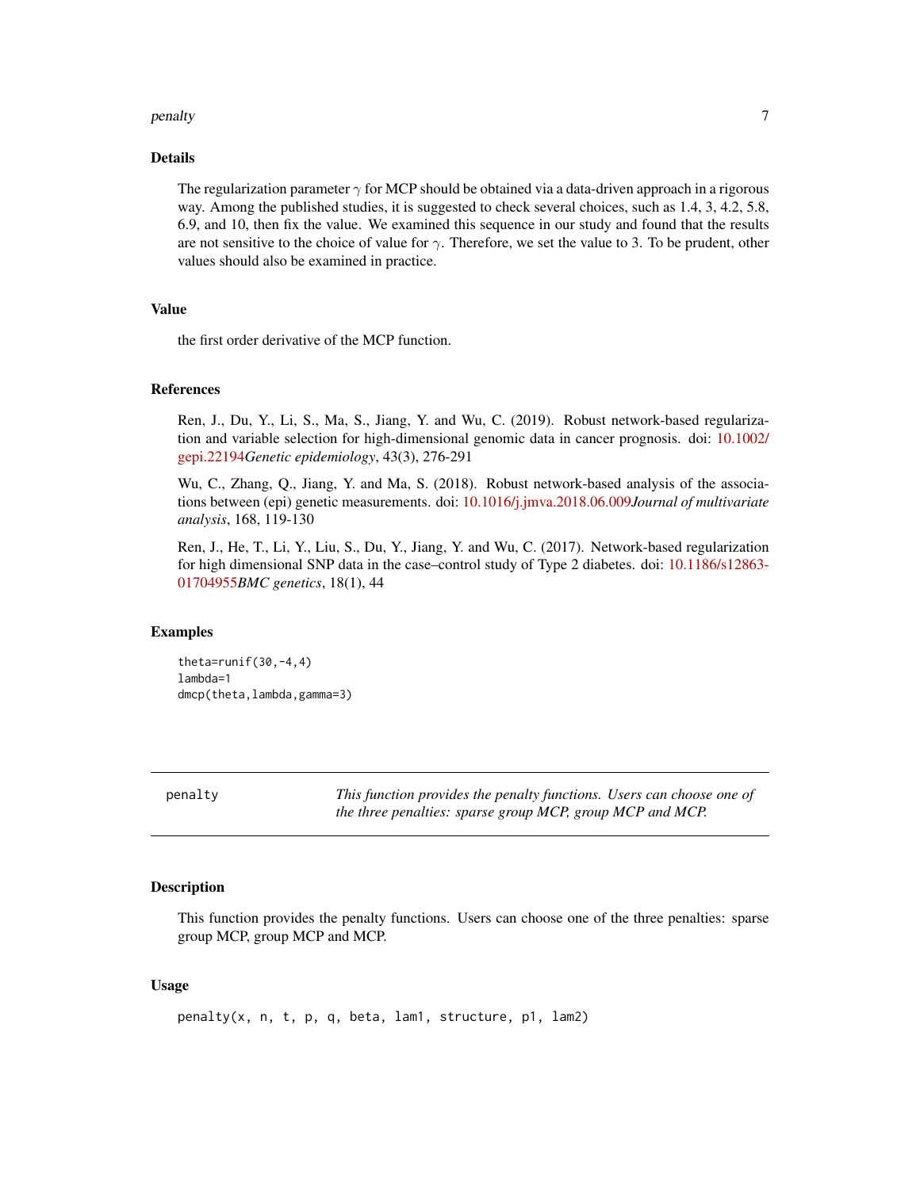## Details

The regularization parameter $\gamma$ for MCP should be obtained via a data-driven approach in a rigorous way. Among the published studies, it is suggested to check several choices, such as 1.4, 3, 4.2, 5.8, 6.9, and 10, then fix the value. We examined this sequence in our study and found that the results are not sensitive to the choice of value for $\gamma$. Therefore, we set the value to 3. To be prudent, other values should also be examined in practice.

## Value

the first order derivative of the MCP function.

## References

Ren, J., Du, Y., Li, S., Ma, S., Jiang, Y. and Wu, C. (2019). Robust network-based regularization and variable selection for high-dimensional genomic data in cancer prognosis. doi: 10.1002/gepi.22194*Genetic epidemiology*, 43(3), 276-291

Wu, C., Zhang, Q., Jiang, Y. and Ma, S. (2018). Robust network-based analysis of the associations between (epi) genetic measurements. doi: 10.1016/j.jmva.2018.06.009*Journal of multivariate analysis*, 168, 119-130

Ren, J., He, T., Li, Y., Liu, S., Du, Y., Jiang, Y. and Wu, C. (2017). Network-based regularization for high dimensional SNP data in the case–control study of Type 2 diabetes. doi: 10.1186/s12863-01704955*BMC genetics*, 18(1), 44

## Examples

```
theta=runif(30,-4,4)
lambda=1
dmcp(theta,lambda,gamma=3)
```

---

# penalty — *This function provides the penalty functions. Users can choose one of the three penalties: sparse group MCP, group MCP and MCP.*

## Description

This function provides the penalty functions. Users can choose one of the three penalties: sparse group MCP, group MCP and MCP.

## Usage

```
penalty(x, n, t, p, q, beta, lam1, structure, p1, lam2)
```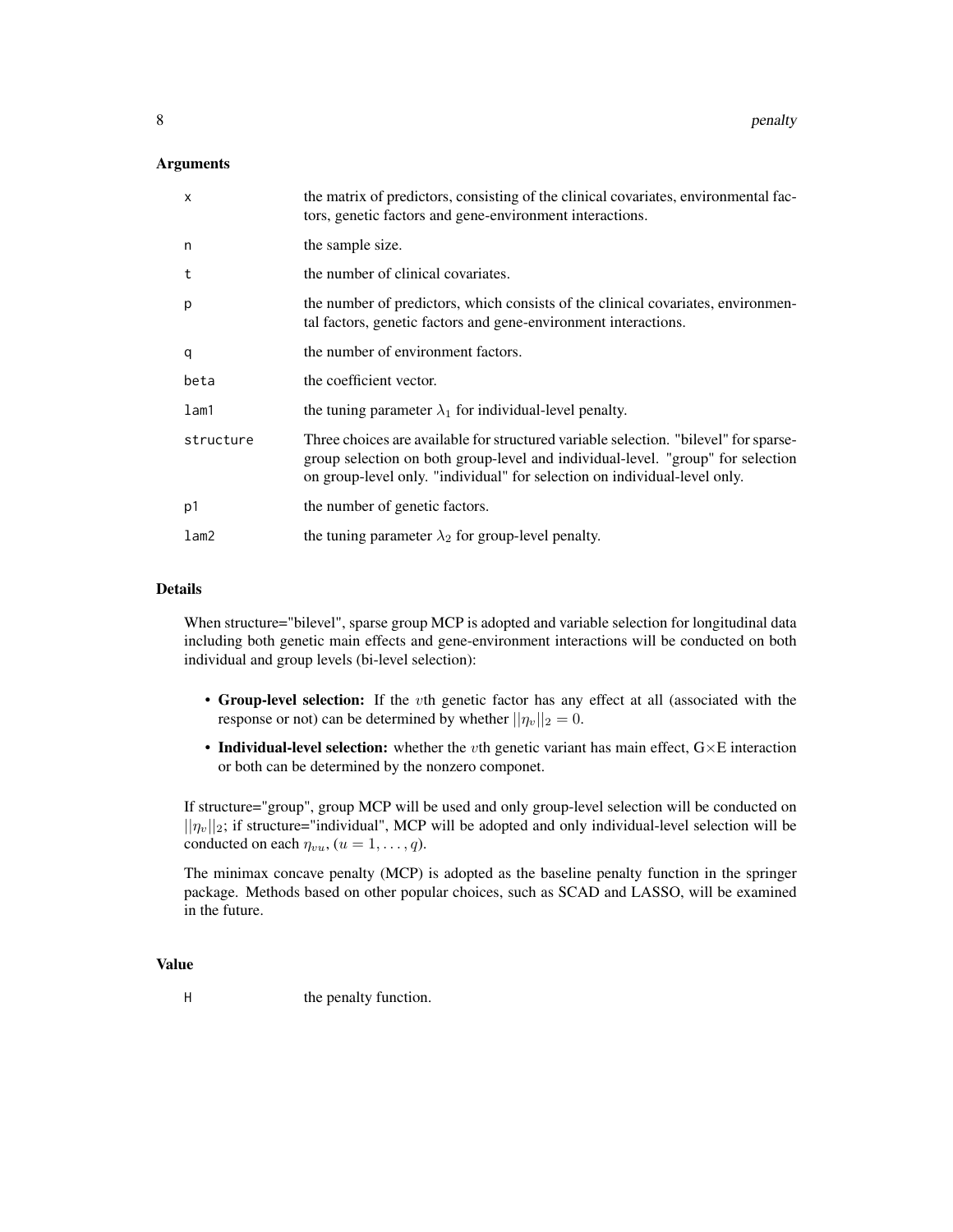### Arguments

| | |
|---|---|
| x | the matrix of predictors, consisting of the clinical covariates, environmental factors, genetic factors and gene-environment interactions. |
| n | the sample size. |
| t | the number of clinical covariates. |
| p | the number of predictors, which consists of the clinical covariates, environmental factors, genetic factors and gene-environment interactions. |
| q | the number of environment factors. |
| beta | the coefficient vector. |
| lam1 | the tuning parameter $\lambda_1$ for individual-level penalty. |
| structure | Three choices are available for structured variable selection. "bilevel" for sparse-group selection on both group-level and individual-level. "group" for selection on group-level only. "individual" for selection on individual-level only. |
| p1 | the number of genetic factors. |
| lam2 | the tuning parameter $\lambda_2$ for group-level penalty. |

### Details

When structure="bilevel", sparse group MCP is adopted and variable selection for longitudinal data including both genetic main effects and gene-environment interactions will be conducted on both individual and group levels (bi-level selection):

- **Group-level selection:** If the $v$th genetic factor has any effect at all (associated with the response or not) can be determined by whether $||\eta_v||_2 = 0$.
- **Individual-level selection:** whether the $v$th genetic variant has main effect, G$\times$E interaction or both can be determined by the nonzero componet.

If structure="group", group MCP will be used and only group-level selection will be conducted on $||\eta_v||_2$; if structure="individual", MCP will be adopted and only individual-level selection will be conducted on each $\eta_{vu}$, $(u = 1, \ldots, q)$.

The minimax concave penalty (MCP) is adopted as the baseline penalty function in the springer package. Methods based on other popular choices, such as SCAD and LASSO, will be examined in the future.

### Value

| | |
|---|---|
| H | the penalty function. |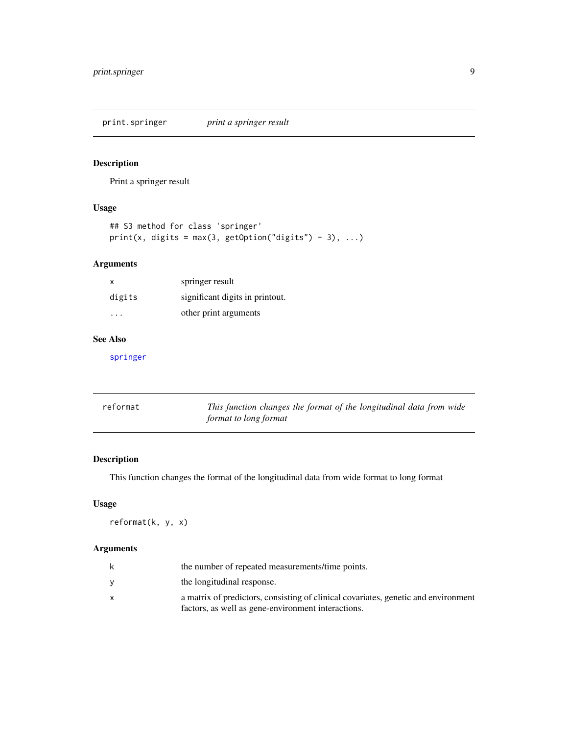## print.springer *print a springer result*

### Description

Print a springer result

### Usage

```
## S3 method for class 'springer'
print(x, digits = max(3, getOption("digits") - 3), ...)
```

### Arguments

| | |
|---|---|
| x | springer result |
| digits | significant digits in printout. |
| ... | other print arguments |

### See Also

springer

## reformat *This function changes the format of the longitudinal data from wide format to long format*

### Description

This function changes the format of the longitudinal data from wide format to long format

### Usage

```
reformat(k, y, x)
```

### Arguments

| | |
|---|---|
| k | the number of repeated measurements/time points. |
| y | the longitudinal response. |
| x | a matrix of predictors, consisting of clinical covariates, genetic and environment factors, as well as gene-environment interactions. |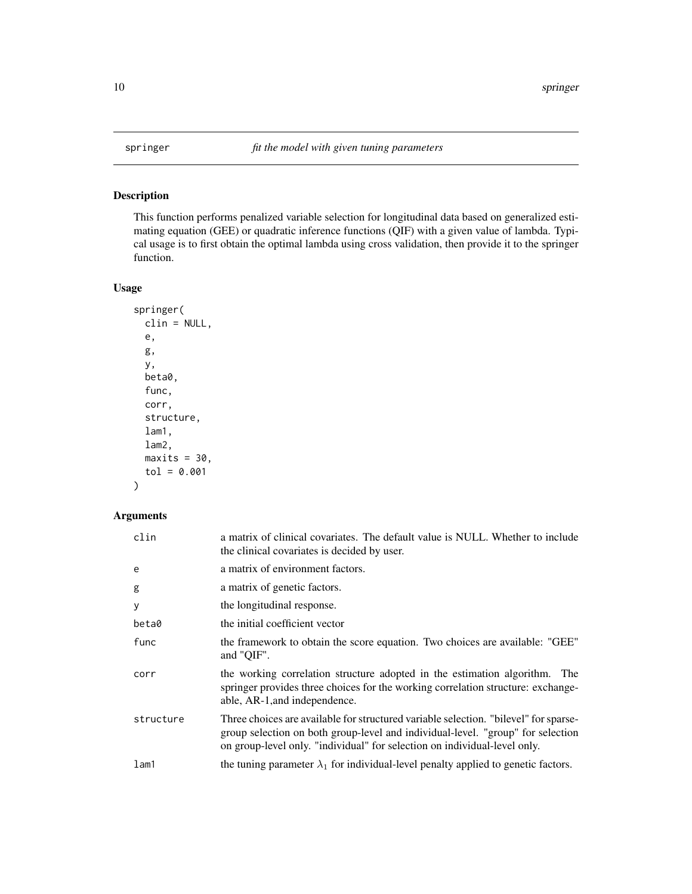# springer — *fit the model with given tuning parameters*

## Description

This function performs penalized variable selection for longitudinal data based on generalized estimating equation (GEE) or quadratic inference functions (QIF) with a given value of lambda. Typical usage is to first obtain the optimal lambda using cross validation, then provide it to the springer function.

## Usage

```
springer(
  clin = NULL,
  e,
  g,
  y,
  beta0,
  func,
  corr,
  structure,
  lam1,
  lam2,
  maxits = 30,
  tol = 0.001
)
```

## Arguments

| | |
|---|---|
| clin | a matrix of clinical covariates. The default value is NULL. Whether to include the clinical covariates is decided by user. |
| e | a matrix of environment factors. |
| g | a matrix of genetic factors. |
| y | the longitudinal response. |
| beta0 | the initial coefficient vector |
| func | the framework to obtain the score equation. Two choices are available: "GEE" and "QIF". |
| corr | the working correlation structure adopted in the estimation algorithm. The springer provides three choices for the working correlation structure: exchangeable, AR-1,and independence. |
| structure | Three choices are available for structured variable selection. "bilevel" for sparse-group selection on both group-level and individual-level. "group" for selection on group-level only. "individual" for selection on individual-level only. |
| lam1 | the tuning parameter $\lambda_1$ for individual-level penalty applied to genetic factors. |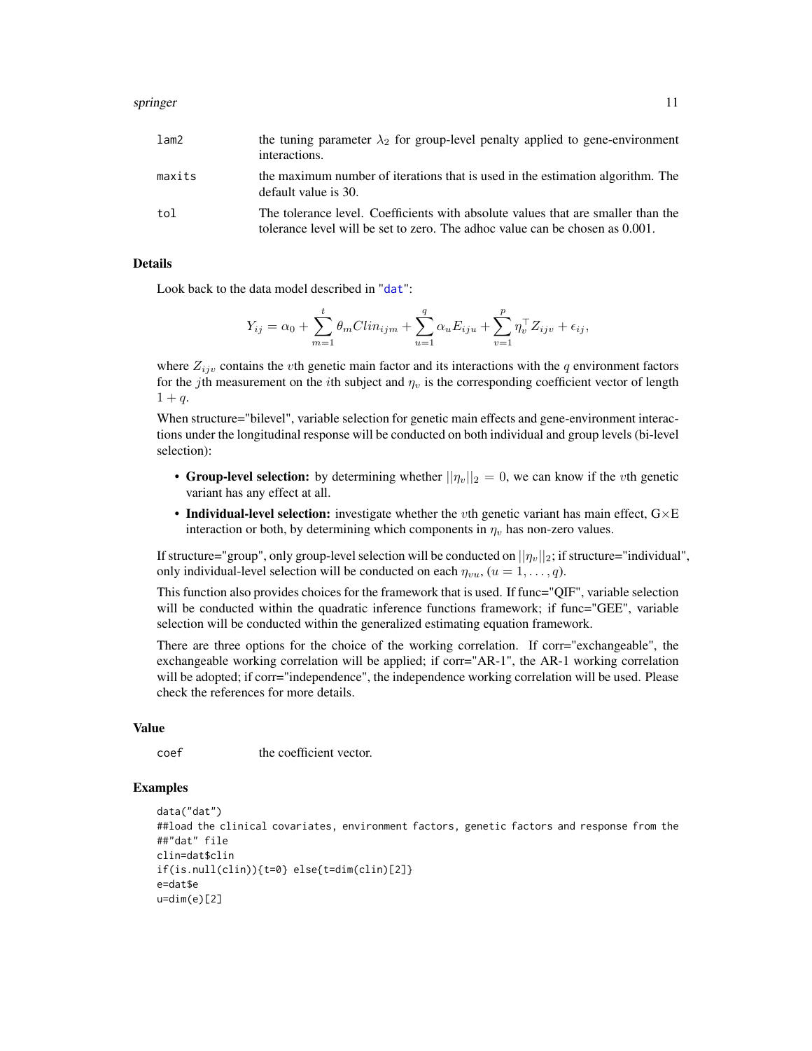| | |
|---|---|
| lam2 | the tuning parameter $\lambda_2$ for group-level penalty applied to gene-environment interactions. |
| maxits | the maximum number of iterations that is used in the estimation algorithm. The default value is 30. |
| tol | The tolerance level. Coefficients with absolute values that are smaller than the tolerance level will be set to zero. The adhoc value can be chosen as 0.001. |

## Details

Look back to the data model described in "dat":

$$Y_{ij} = \alpha_0 + \sum_{m=1}^{t} \theta_m Clin_{ijm} + \sum_{u=1}^{q} \alpha_u E_{iju} + \sum_{v=1}^{p} \eta_v^\top Z_{ijv} + \epsilon_{ij},$$

where $Z_{ijv}$ contains the $v$th genetic main factor and its interactions with the $q$ environment factors for the $j$th measurement on the $i$th subject and $\eta_v$ is the corresponding coefficient vector of length $1 + q$.

When structure="bilevel", variable selection for genetic main effects and gene-environment interactions under the longitudinal response will be conducted on both individual and group levels (bi-level selection):

- **Group-level selection:** by determining whether $||\eta_v||_2 = 0$, we can know if the $v$th genetic variant has any effect at all.
- **Individual-level selection:** investigate whether the $v$th genetic variant has main effect, G$\times$E interaction or both, by determining which components in $\eta_v$ has non-zero values.

If structure="group", only group-level selection will be conducted on $||\eta_v||_2$; if structure="individual", only individual-level selection will be conducted on each $\eta_{vu}$, $(u = 1, \ldots, q)$.

This function also provides choices for the framework that is used. If func="QIF", variable selection will be conducted within the quadratic inference functions framework; if func="GEE", variable selection will be conducted within the generalized estimating equation framework.

There are three options for the choice of the working correlation. If corr="exchangeable", the exchangeable working correlation will be applied; if corr="AR-1", the AR-1 working correlation will be adopted; if corr="independence", the independence working correlation will be used. Please check the references for more details.

## Value

| | |
|---|---|
| coef | the coefficient vector. |

## Examples

```
data("dat")
##load the clinical covariates, environment factors, genetic factors and response from the
##"dat" file
clin=dat$clin
if(is.null(clin)){t=0} else{t=dim(clin)[2]}
e=dat$e
u=dim(e)[2]
```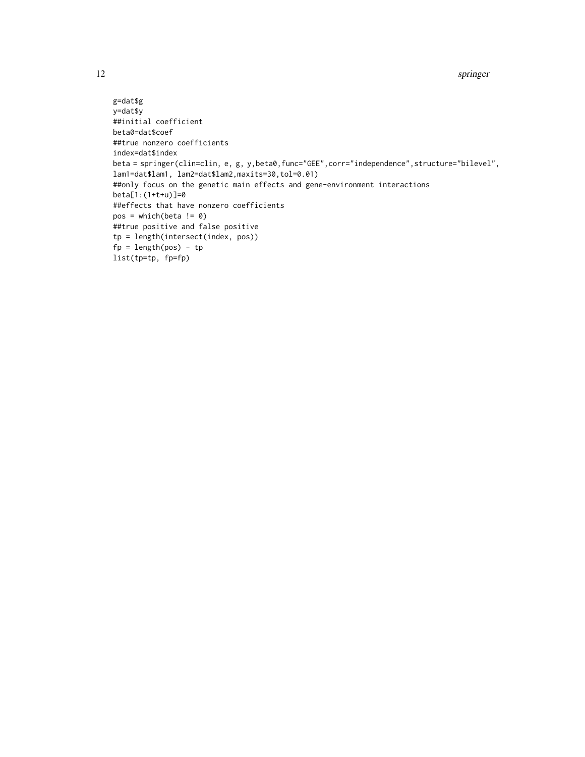```
g=dat$g
y=dat$y
##initial coefficient
beta0=dat$coef
##true nonzero coefficients
index=dat$index
beta = springer(clin=clin, e, g, y,beta0,func="GEE",corr="independence",structure="bilevel",
lam1=dat$lam1, lam2=dat$lam2,maxits=30,tol=0.01)
##only focus on the genetic main effects and gene-environment interactions
beta[1:(1+t+u)]=0
##effects that have nonzero coefficients
pos = which(beta != 0)
##true positive and false positive
tp = length(intersect(index, pos))
fp = length(pos) - tp
list(tp=tp, fp=fp)
```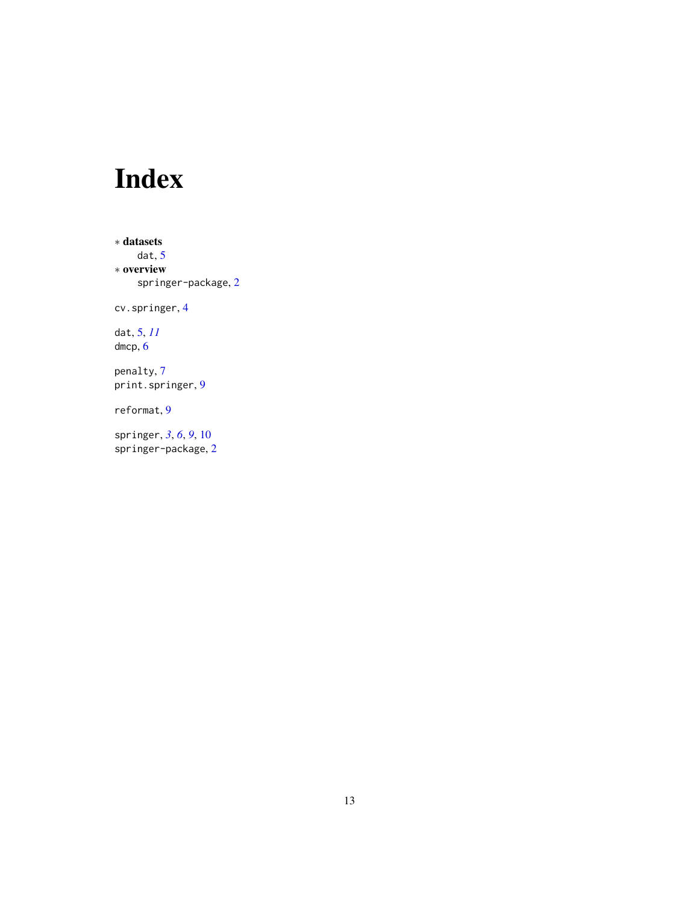# Index

∗ **datasets**
    dat, 5
∗ **overview**
    springer-package, 2

cv.springer, 4

dat, 5, *11*
dmcp, 6

penalty, 7
print.springer, 9

reformat, 9

springer, *3*, *6*, *9*, 10
springer-package, 2